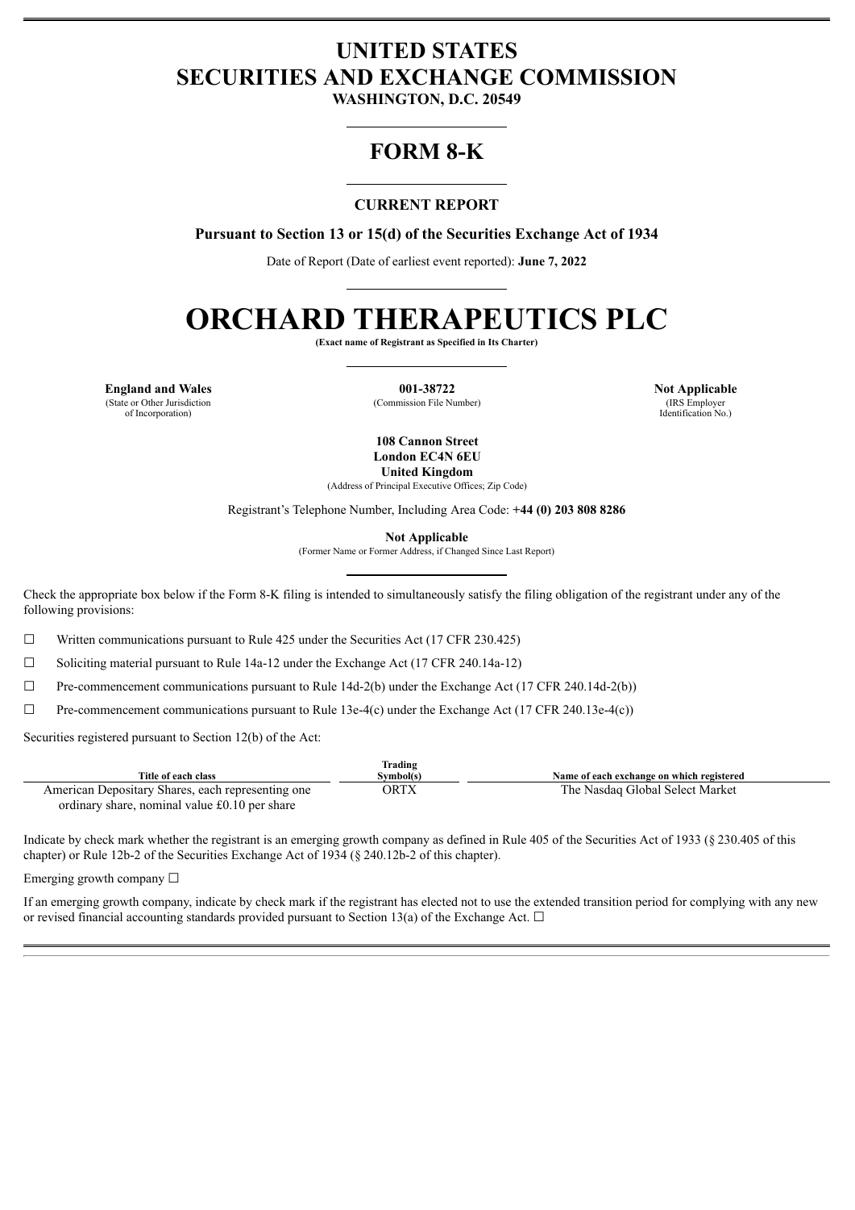# UNITED STATES
# SECURITIES AND EXCHANGE COMMISSION

**WASHINGTON, D.C. 20549**

## FORM 8-K

### CURRENT REPORT

**Pursuant to Section 13 or 15(d) of the Securities Exchange Act of 1934**

Date of Report (Date of earliest event reported): **June 7, 2022**

# ORCHARD THERAPEUTICS PLC

**(Exact name of Registrant as Specified in Its Charter)**

| **England and Wales** | **001-38722** | **Not Applicable** |
|---|---|---|
| (State or Other Jurisdiction of Incorporation) | (Commission File Number) | (IRS Employer Identification No.) |

**108 Cannon Street**
**London EC4N 6EU**
**United Kingdom**
(Address of Principal Executive Offices; Zip Code)

Registrant's Telephone Number, Including Area Code: **+44 (0) 203 808 8286**

**Not Applicable**
(Former Name or Former Address, if Changed Since Last Report)

Check the appropriate box below if the Form 8-K filing is intended to simultaneously satisfy the filing obligation of the registrant under any of the following provisions:

☐ Written communications pursuant to Rule 425 under the Securities Act (17 CFR 230.425)

☐ Soliciting material pursuant to Rule 14a-12 under the Exchange Act (17 CFR 240.14a-12)

☐ Pre-commencement communications pursuant to Rule 14d-2(b) under the Exchange Act (17 CFR 240.14d-2(b))

☐ Pre-commencement communications pursuant to Rule 13e-4(c) under the Exchange Act (17 CFR 240.13e-4(c))

Securities registered pursuant to Section 12(b) of the Act:

| Title of each class | Trading Symbol(s) | Name of each exchange on which registered |
|---|---|---|
| American Depositary Shares, each representing one ordinary share, nominal value £0.10 per share | ORTX | The Nasdaq Global Select Market |

Indicate by check mark whether the registrant is an emerging growth company as defined in Rule 405 of the Securities Act of 1933 (§ 230.405 of this chapter) or Rule 12b-2 of the Securities Exchange Act of 1934 (§ 240.12b-2 of this chapter).

Emerging growth company ☐

If an emerging growth company, indicate by check mark if the registrant has elected not to use the extended transition period for complying with any new or revised financial accounting standards provided pursuant to Section 13(a) of the Exchange Act. ☐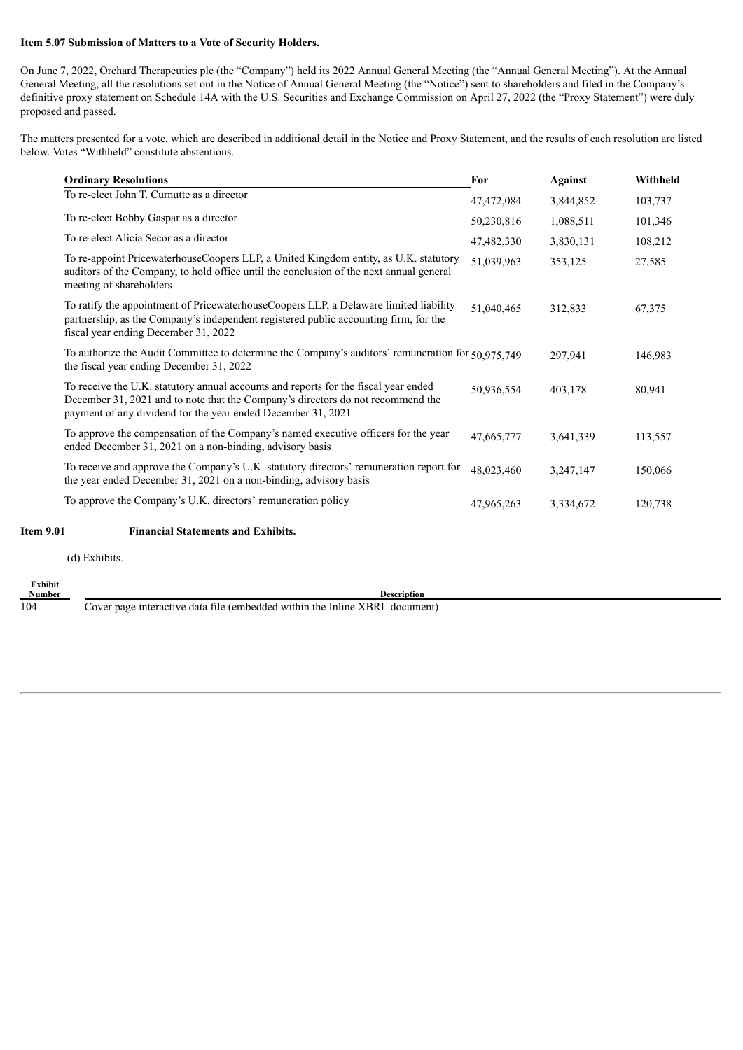**Item 5.07 Submission of Matters to a Vote of Security Holders.**

On June 7, 2022, Orchard Therapeutics plc (the "Company") held its 2022 Annual General Meeting (the "Annual General Meeting"). At the Annual General Meeting, all the resolutions set out in the Notice of Annual General Meeting (the "Notice") sent to shareholders and filed in the Company's definitive proxy statement on Schedule 14A with the U.S. Securities and Exchange Commission on April 27, 2022 (the "Proxy Statement") were duly proposed and passed.

The matters presented for a vote, which are described in additional detail in the Notice and Proxy Statement, and the results of each resolution are listed below. Votes "Withheld" constitute abstentions.

| Ordinary Resolutions | For | Against | Withheld |
|---|---|---|---|
| To re-elect John T. Curnutte as a director | 47,472,084 | 3,844,852 | 103,737 |
| To re-elect Bobby Gaspar as a director | 50,230,816 | 1,088,511 | 101,346 |
| To re-elect Alicia Secor as a director | 47,482,330 | 3,830,131 | 108,212 |
| To re-appoint PricewaterhouseCoopers LLP, a United Kingdom entity, as U.K. statutory auditors of the Company, to hold office until the conclusion of the next annual general meeting of shareholders | 51,039,963 | 353,125 | 27,585 |
| To ratify the appointment of PricewaterhouseCoopers LLP, a Delaware limited liability partnership, as the Company's independent registered public accounting firm, for the fiscal year ending December 31, 2022 | 51,040,465 | 312,833 | 67,375 |
| To authorize the Audit Committee to determine the Company's auditors' remuneration for the fiscal year ending December 31, 2022 | 50,975,749 | 297,941 | 146,983 |
| To receive the U.K. statutory annual accounts and reports for the fiscal year ended December 31, 2021 and to note that the Company's directors do not recommend the payment of any dividend for the year ended December 31, 2021 | 50,936,554 | 403,178 | 80,941 |
| To approve the compensation of the Company's named executive officers for the year ended December 31, 2021 on a non-binding, advisory basis | 47,665,777 | 3,641,339 | 113,557 |
| To receive and approve the Company's U.K. statutory directors' remuneration report for the year ended December 31, 2021 on a non-binding, advisory basis | 48,023,460 | 3,247,147 | 150,066 |
| To approve the Company's U.K. directors' remuneration policy | 47,965,263 | 3,334,672 | 120,738 |

**Item 9.01 Financial Statements and Exhibits.**

(d) Exhibits.

| Exhibit Number | Description |
|---|---|
| 104 | Cover page interactive data file (embedded within the Inline XBRL document) |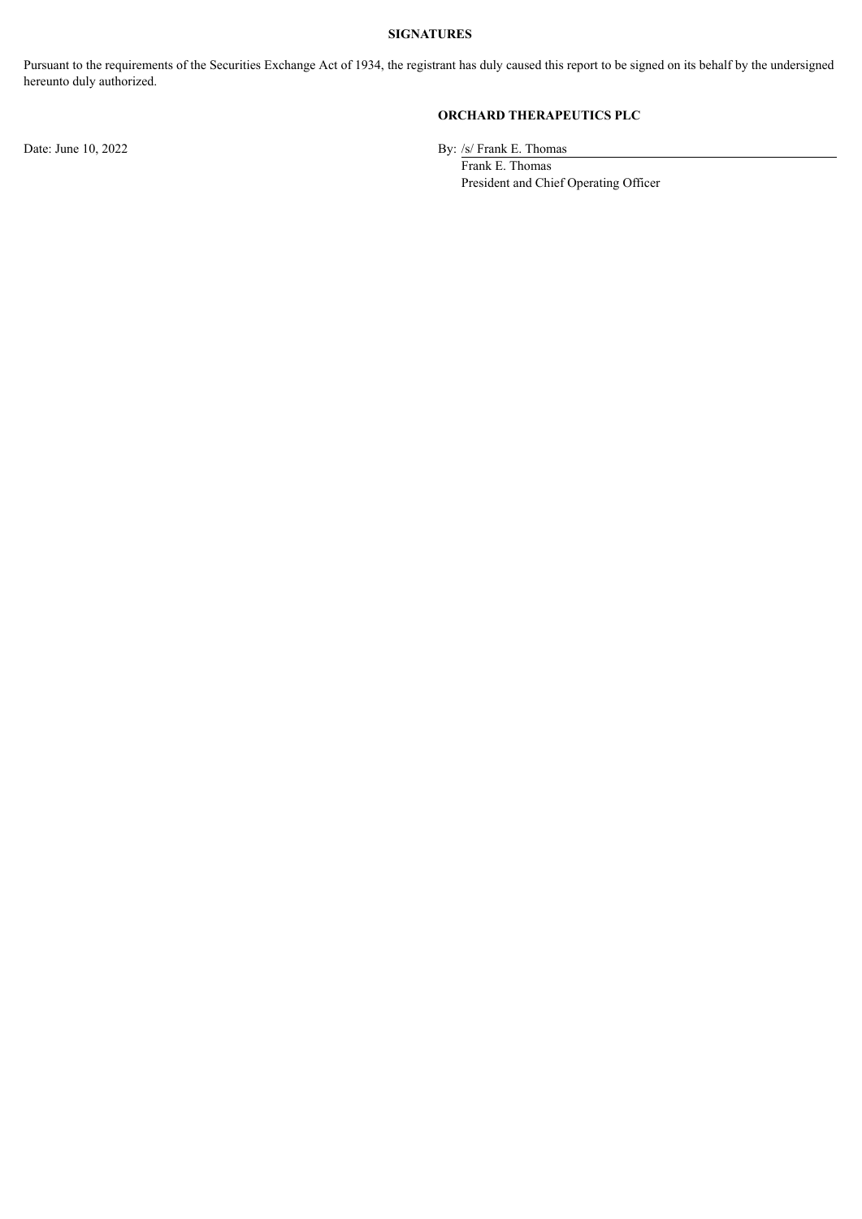**SIGNATURES**

Pursuant to the requirements of the Securities Exchange Act of 1934, the registrant has duly caused this report to be signed on its behalf by the undersigned hereunto duly authorized.

**ORCHARD THERAPEUTICS PLC**

Date: June 10, 2022

By: /s/ Frank E. Thomas
Frank E. Thomas
President and Chief Operating Officer